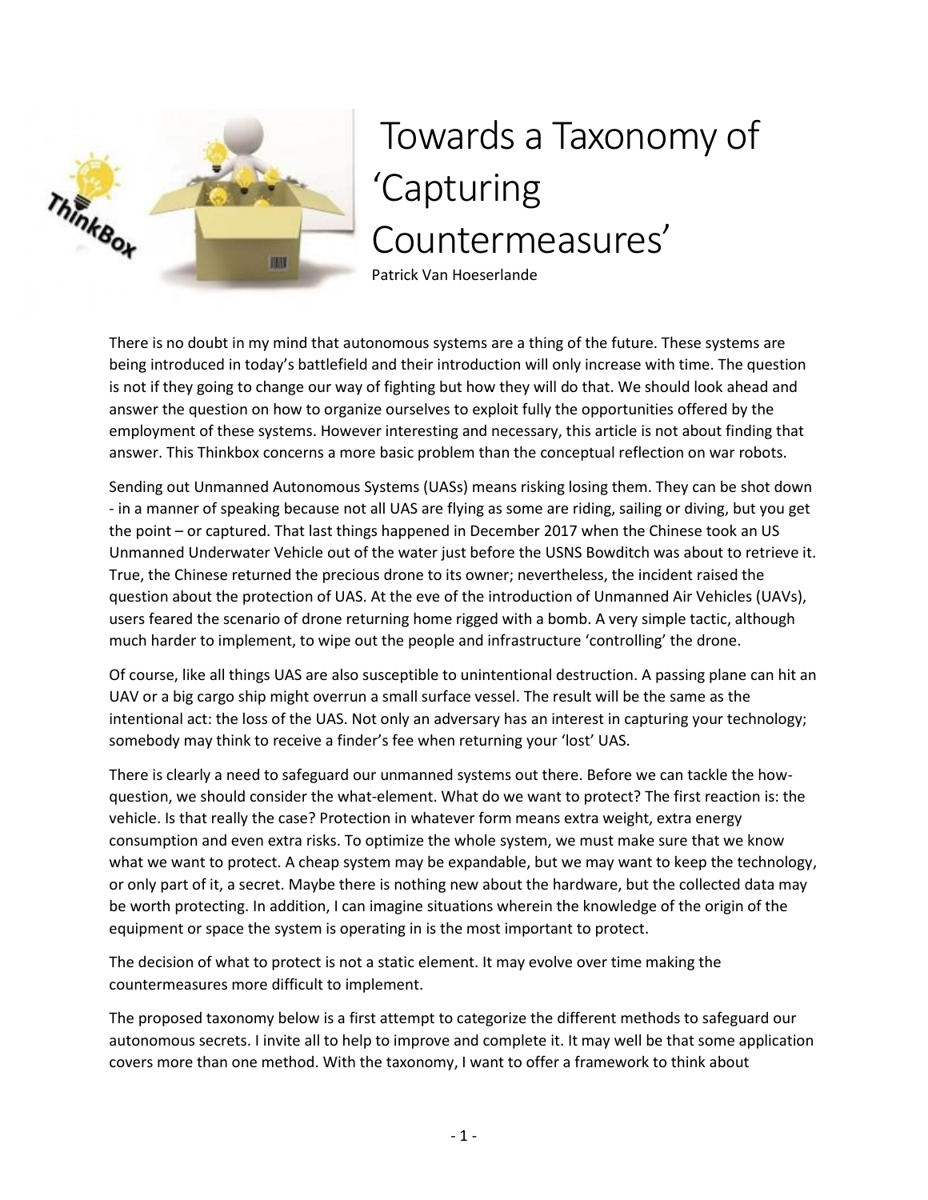# Towards a Taxonomy of 'Capturing Countermeasures'

Patrick Van Hoeserlande

There is no doubt in my mind that autonomous systems are a thing of the future. These systems are being introduced in today's battlefield and their introduction will only increase with time. The question is not if they going to change our way of fighting but how they will do that. We should look ahead and answer the question on how to organize ourselves to exploit fully the opportunities offered by the employment of these systems. However interesting and necessary, this article is not about finding that answer. This Thinkbox concerns a more basic problem than the conceptual reflection on war robots.

Sending out Unmanned Autonomous Systems (UASs) means risking losing them. They can be shot down - in a manner of speaking because not all UAS are flying as some are riding, sailing or diving, but you get the point – or captured. That last things happened in December 2017 when the Chinese took an US Unmanned Underwater Vehicle out of the water just before the USNS Bowditch was about to retrieve it. True, the Chinese returned the precious drone to its owner; nevertheless, the incident raised the question about the protection of UAS. At the eve of the introduction of Unmanned Air Vehicles (UAVs), users feared the scenario of drone returning home rigged with a bomb. A very simple tactic, although much harder to implement, to wipe out the people and infrastructure 'controlling' the drone.

Of course, like all things UAS are also susceptible to unintentional destruction. A passing plane can hit an UAV or a big cargo ship might overrun a small surface vessel. The result will be the same as the intentional act: the loss of the UAS. Not only an adversary has an interest in capturing your technology; somebody may think to receive a finder's fee when returning your 'lost' UAS.

There is clearly a need to safeguard our unmanned systems out there. Before we can tackle the how-question, we should consider the what-element. What do we want to protect? The first reaction is: the vehicle. Is that really the case? Protection in whatever form means extra weight, extra energy consumption and even extra risks. To optimize the whole system, we must make sure that we know what we want to protect. A cheap system may be expandable, but we may want to keep the technology, or only part of it, a secret. Maybe there is nothing new about the hardware, but the collected data may be worth protecting. In addition, I can imagine situations wherein the knowledge of the origin of the equipment or space the system is operating in is the most important to protect.

The decision of what to protect is not a static element. It may evolve over time making the countermeasures more difficult to implement.

The proposed taxonomy below is a first attempt to categorize the different methods to safeguard our autonomous secrets. I invite all to help to improve and complete it. It may well be that some application covers more than one method. With the taxonomy, I want to offer a framework to think about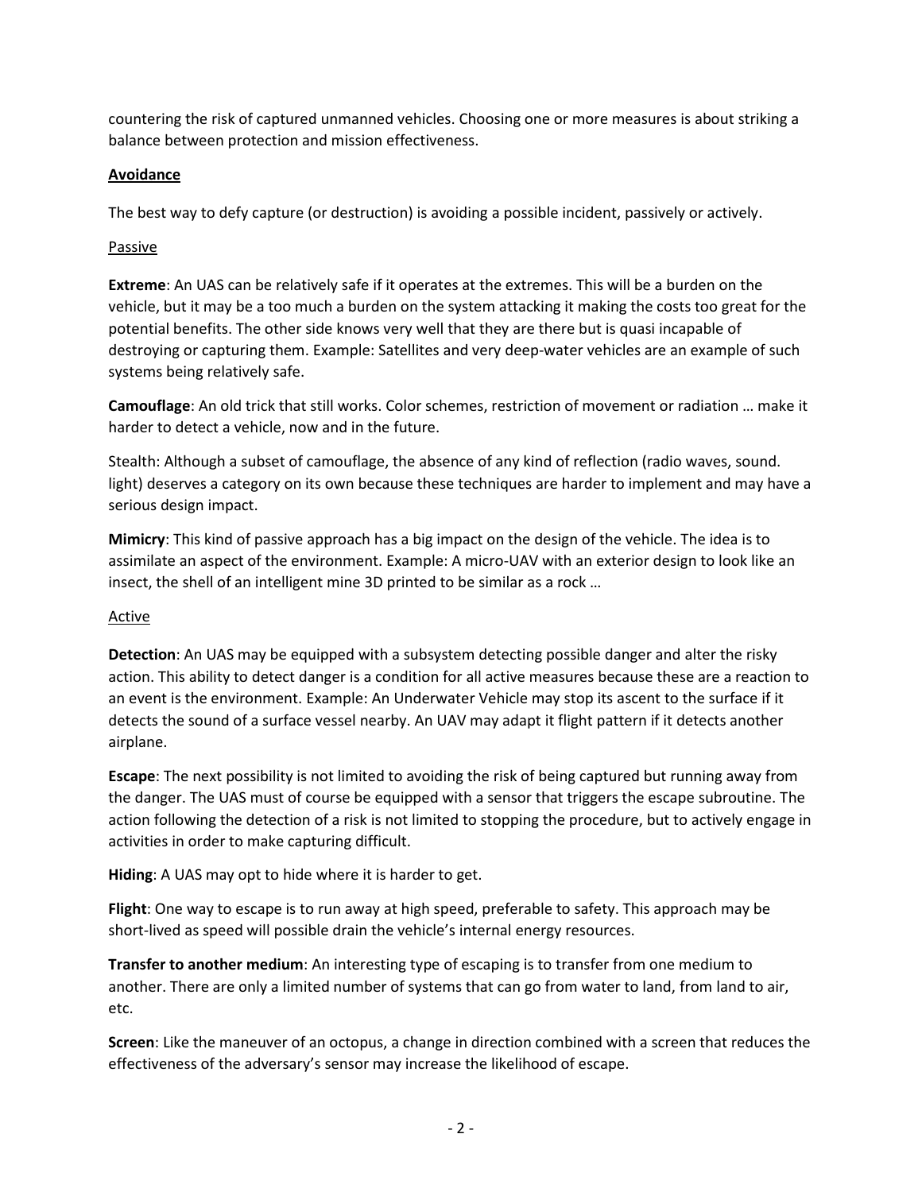countering the risk of captured unmanned vehicles. Choosing one or more measures is about striking a balance between protection and mission effectiveness.

**<u>Avoidance</u>**

The best way to defy capture (or destruction) is avoiding a possible incident, passively or actively.

<u>Passive</u>

**Extreme**: An UAS can be relatively safe if it operates at the extremes. This will be a burden on the vehicle, but it may be a too much a burden on the system attacking it making the costs too great for the potential benefits. The other side knows very well that they are there but is quasi incapable of destroying or capturing them. Example: Satellites and very deep-water vehicles are an example of such systems being relatively safe.

**Camouflage**: An old trick that still works. Color schemes, restriction of movement or radiation … make it harder to detect a vehicle, now and in the future.

Stealth: Although a subset of camouflage, the absence of any kind of reflection (radio waves, sound. light) deserves a category on its own because these techniques are harder to implement and may have a serious design impact.

**Mimicry**: This kind of passive approach has a big impact on the design of the vehicle. The idea is to assimilate an aspect of the environment. Example: A micro-UAV with an exterior design to look like an insect, the shell of an intelligent mine 3D printed to be similar as a rock …

<u>Active</u>

**Detection**: An UAS may be equipped with a subsystem detecting possible danger and alter the risky action. This ability to detect danger is a condition for all active measures because these are a reaction to an event is the environment. Example: An Underwater Vehicle may stop its ascent to the surface if it detects the sound of a surface vessel nearby. An UAV may adapt it flight pattern if it detects another airplane.

**Escape**: The next possibility is not limited to avoiding the risk of being captured but running away from the danger. The UAS must of course be equipped with a sensor that triggers the escape subroutine. The action following the detection of a risk is not limited to stopping the procedure, but to actively engage in activities in order to make capturing difficult.

**Hiding**: A UAS may opt to hide where it is harder to get.

**Flight**: One way to escape is to run away at high speed, preferable to safety. This approach may be short-lived as speed will possible drain the vehicle's internal energy resources.

**Transfer to another medium**: An interesting type of escaping is to transfer from one medium to another. There are only a limited number of systems that can go from water to land, from land to air, etc.

**Screen**: Like the maneuver of an octopus, a change in direction combined with a screen that reduces the effectiveness of the adversary's sensor may increase the likelihood of escape.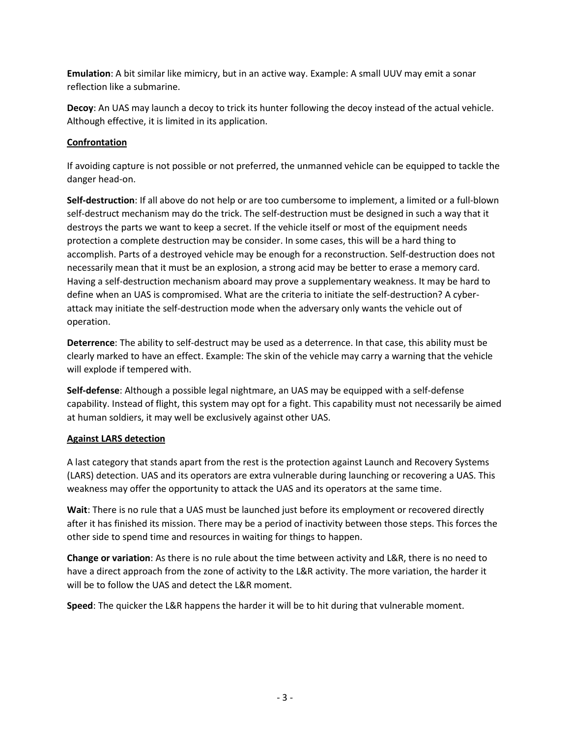**Emulation**: A bit similar like mimicry, but in an active way. Example: A small UUV may emit a sonar reflection like a submarine.

**Decoy**: An UAS may launch a decoy to trick its hunter following the decoy instead of the actual vehicle. Although effective, it is limited in its application.

## Confrontation

If avoiding capture is not possible or not preferred, the unmanned vehicle can be equipped to tackle the danger head-on.

**Self-destruction**: If all above do not help or are too cumbersome to implement, a limited or a full-blown self-destruct mechanism may do the trick. The self-destruction must be designed in such a way that it destroys the parts we want to keep a secret. If the vehicle itself or most of the equipment needs protection a complete destruction may be consider. In some cases, this will be a hard thing to accomplish. Parts of a destroyed vehicle may be enough for a reconstruction. Self-destruction does not necessarily mean that it must be an explosion, a strong acid may be better to erase a memory card. Having a self-destruction mechanism aboard may prove a supplementary weakness. It may be hard to define when an UAS is compromised. What are the criteria to initiate the self-destruction? A cyber-attack may initiate the self-destruction mode when the adversary only wants the vehicle out of operation.

**Deterrence**: The ability to self-destruct may be used as a deterrence. In that case, this ability must be clearly marked to have an effect. Example: The skin of the vehicle may carry a warning that the vehicle will explode if tempered with.

**Self-defense**: Although a possible legal nightmare, an UAS may be equipped with a self-defense capability. Instead of flight, this system may opt for a fight. This capability must not necessarily be aimed at human soldiers, it may well be exclusively against other UAS.

## Against LARS detection

A last category that stands apart from the rest is the protection against Launch and Recovery Systems (LARS) detection. UAS and its operators are extra vulnerable during launching or recovering a UAS. This weakness may offer the opportunity to attack the UAS and its operators at the same time.

**Wait**: There is no rule that a UAS must be launched just before its employment or recovered directly after it has finished its mission. There may be a period of inactivity between those steps. This forces the other side to spend time and resources in waiting for things to happen.

**Change or variation**: As there is no rule about the time between activity and L&R, there is no need to have a direct approach from the zone of activity to the L&R activity. The more variation, the harder it will be to follow the UAS and detect the L&R moment.

**Speed**: The quicker the L&R happens the harder it will be to hit during that vulnerable moment.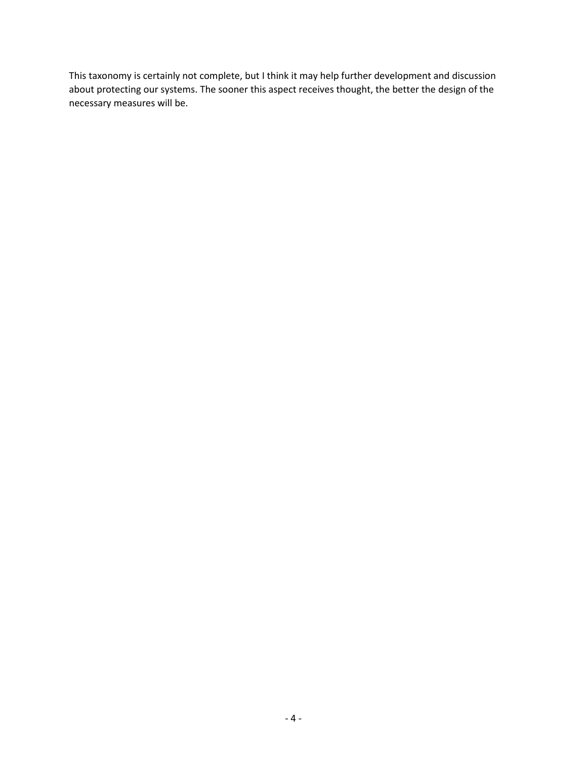This taxonomy is certainly not complete, but I think it may help further development and discussion about protecting our systems. The sooner this aspect receives thought, the better the design of the necessary measures will be.